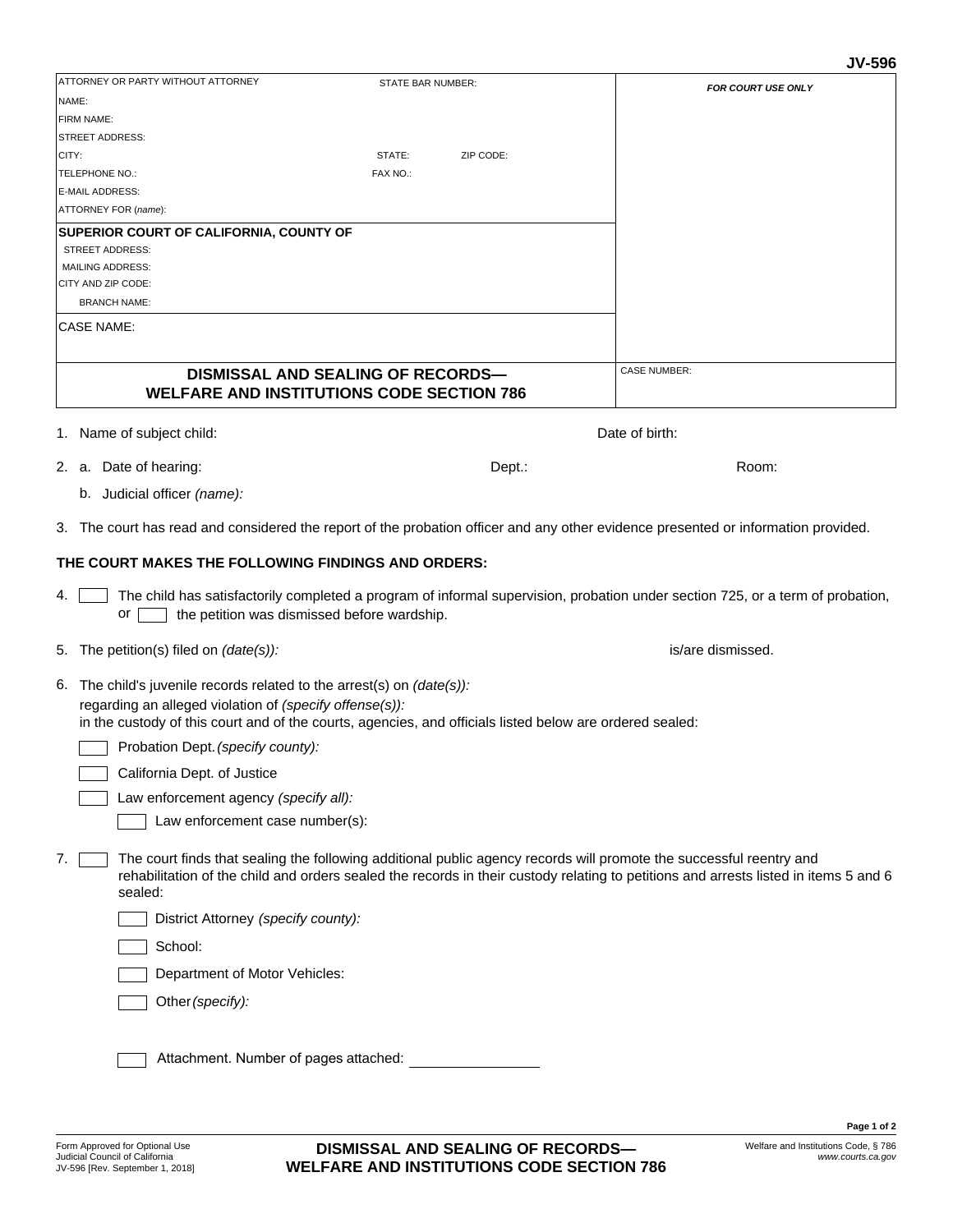JV-596

| ATTORNEY OR PARTY WITHOUT ATTORNEY | STATE BAR NUMBER: | FOR COURT USE ONLY |
|---|---|---|
| NAME: | | |
| FIRM NAME: | | |
| STREET ADDRESS: | | |
| CITY: | STATE: ZIP CODE: | |
| TELEPHONE NO.: | FAX NO.: | |
| E-MAIL ADDRESS: | | |
| ATTORNEY FOR *(name)*: | | |
| **SUPERIOR COURT OF CALIFORNIA, COUNTY OF** | | |
| STREET ADDRESS: | | |
| MAILING ADDRESS: | | |
| CITY AND ZIP CODE: | | |
| BRANCH NAME: | | |
| CASE NAME: | | |
| **DISMISSAL AND SEALING OF RECORDS— WELFARE AND INSTITUTIONS CODE SECTION 786** | | CASE NUMBER: |

1. Name of subject child: Date of birth:

2. a. Date of hearing: Dept.: Room:

   b. Judicial officer *(name):*

3. The court has read and considered the report of the probation officer and any other evidence presented or information provided.

**THE COURT MAKES THE FOLLOWING FINDINGS AND ORDERS:**

4. ☐ The child has satisfactorily completed a program of informal supervision, probation under section 725, or a term of probation, or ☐ the petition was dismissed before wardship.

5. The petition(s) filed on *(date(s)):* is/are dismissed.

6. The child's juvenile records related to the arrest(s) on *(date(s)):*
   regarding an alleged violation of *(specify offense(s)):*
   in the custody of this court and of the courts, agencies, and officials listed below are ordered sealed:

   ☐ Probation Dept. *(specify county):*

   ☐ California Dept. of Justice

   ☐ Law enforcement agency *(specify all):*

   ☐ Law enforcement case number(s):

7. ☐ The court finds that sealing the following additional public agency records will promote the successful reentry and rehabilitation of the child and orders sealed the records in their custody relating to petitions and arrests listed in items 5 and 6 sealed:

   ☐ District Attorney *(specify county):*

   ☐ School:

   ☐ Department of Motor Vehicles:

   ☐ Other *(specify):*

   ☐ Attachment. Number of pages attached: ________

Form Approved for Optional Use
Judicial Council of California
JV-596 [Rev. September 1, 2018]

**DISMISSAL AND SEALING OF RECORDS— WELFARE AND INSTITUTIONS CODE SECTION 786**

Welfare and Institutions Code, § 786
*www.courts.ca.gov*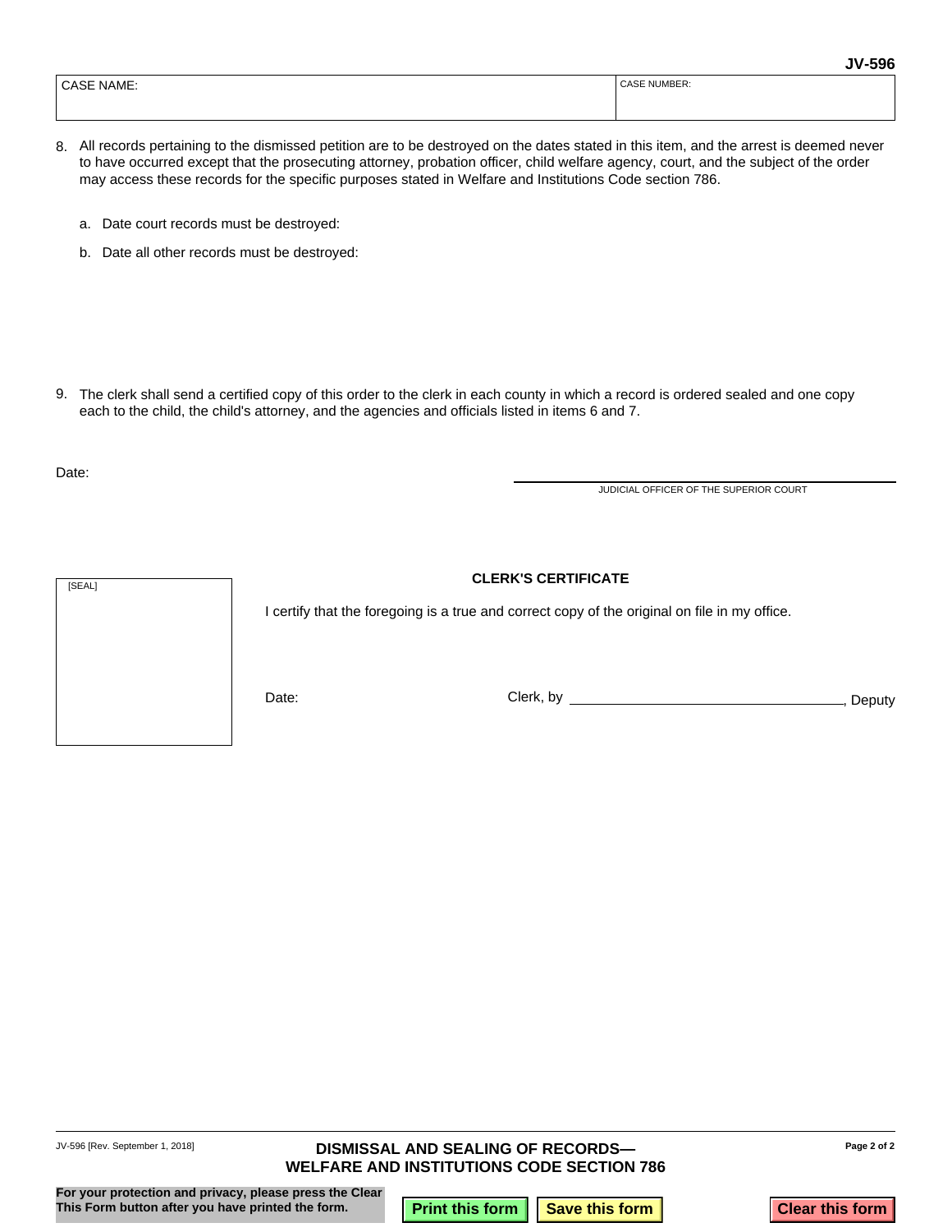| CASE NAME: | CASE NUMBER: |
| --- | --- |
| | |

8. All records pertaining to the dismissed petition are to be destroyed on the dates stated in this item, and the arrest is deemed never to have occurred except that the prosecuting attorney, probation officer, child welfare agency, court, and the subject of the order may access these records for the specific purposes stated in Welfare and Institutions Code section 786.

   a. Date court records must be destroyed:

   b. Date all other records must be destroyed:

9. The clerk shall send a certified copy of this order to the clerk in each county in which a record is ordered sealed and one copy each to the child, the child's attorney, and the agencies and officials listed in items 6 and 7.

Date:

\_\_\_\_\_\_\_\_\_\_\_\_\_\_\_\_\_\_\_\_\_\_\_\_\_\_\_\_\_\_\_\_\_\_\_\_
JUDICIAL OFFICER OF THE SUPERIOR COURT

[SEAL]

**CLERK'S CERTIFICATE**

I certify that the foregoing is a true and correct copy of the original on file in my office.

Date: Clerk, by \_\_\_\_\_\_\_\_\_\_\_\_\_\_\_\_\_\_\_\_\_\_\_\_\_\_\_\_\_\_, Deputy

JV-596 [Rev. September 1, 2018]

**DISMISSAL AND SEALING OF RECORDS— WELFARE AND INSTITUTIONS CODE SECTION 786**

**For your protection and privacy, please press the Clear This Form button after you have printed the form.**

Print this form | Save this form | Clear this form